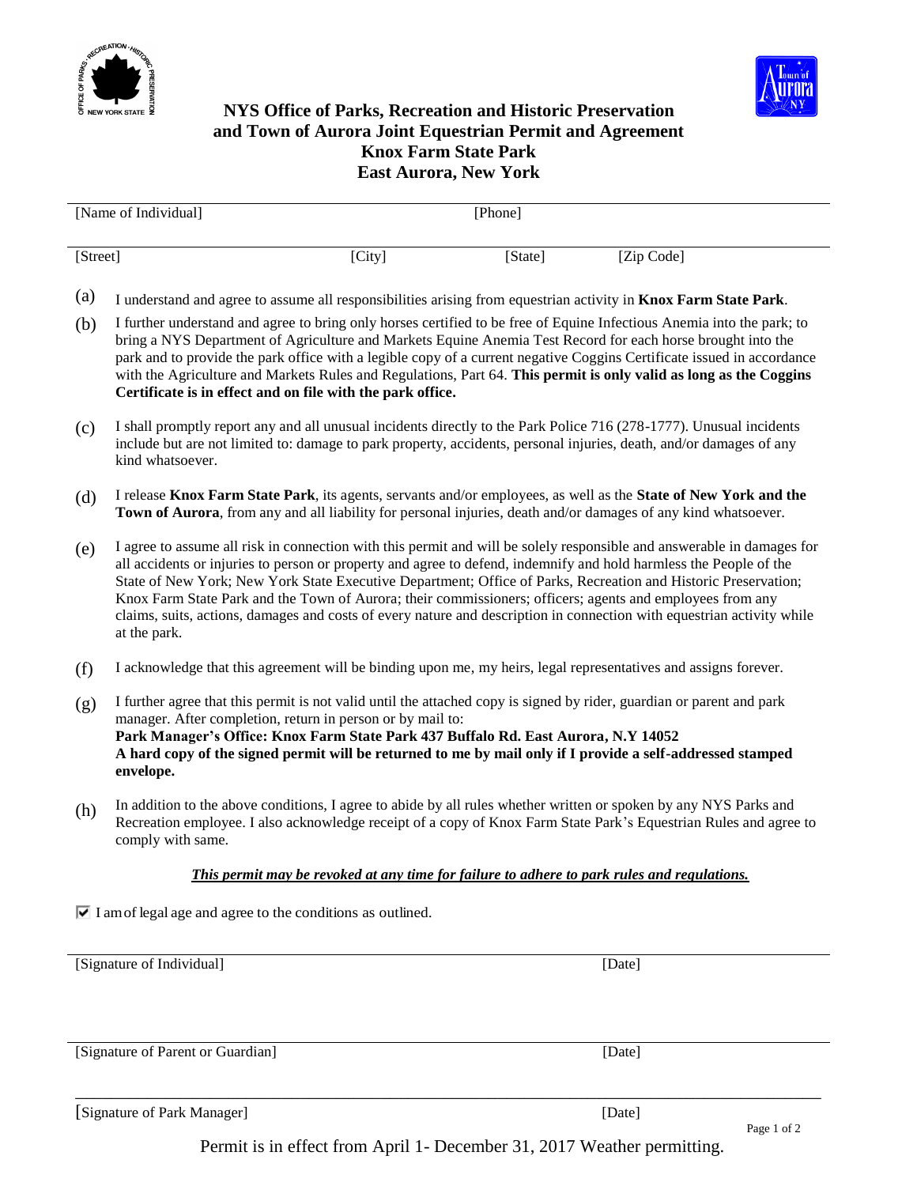# NYS Office of Parks, Recreation and Historic Preservation and Town of Aurora Joint Equestrian Permit and Agreement

## Knox Farm State Park
## East Aurora, New York

[Name of Individual] [Phone]

[Street] [City] [State] [Zip Code]

(a) I understand and agree to assume all responsibilities arising from equestrian activity in **Knox Farm State Park**.

(b) I further understand and agree to bring only horses certified to be free of Equine Infectious Anemia into the park; to bring a NYS Department of Agriculture and Markets Equine Anemia Test Record for each horse brought into the park and to provide the park office with a legible copy of a current negative Coggins Certificate issued in accordance with the Agriculture and Markets Rules and Regulations, Part 64. **This permit is only valid as long as the Coggins Certificate is in effect and on file with the park office.**

(c) I shall promptly report any and all unusual incidents directly to the Park Police 716 (278-1777). Unusual incidents include but are not limited to: damage to park property, accidents, personal injuries, death, and/or damages of any kind whatsoever.

(d) I release **Knox Farm State Park**, its agents, servants and/or employees, as well as the **State of New York and the Town of Aurora**, from any and all liability for personal injuries, death and/or damages of any kind whatsoever.

(e) I agree to assume all risk in connection with this permit and will be solely responsible and answerable in damages for all accidents or injuries to person or property and agree to defend, indemnify and hold harmless the People of the State of New York; New York State Executive Department; Office of Parks, Recreation and Historic Preservation; Knox Farm State Park and the Town of Aurora; their commissioners; officers; agents and employees from any claims, suits, actions, damages and costs of every nature and description in connection with equestrian activity while at the park.

(f) I acknowledge that this agreement will be binding upon me, my heirs, legal representatives and assigns forever.

(g) I further agree that this permit is not valid until the attached copy is signed by rider, guardian or parent and park manager. After completion, return in person or by mail to:
**Park Manager's Office: Knox Farm State Park 437 Buffalo Rd. East Aurora, N.Y 14052**
**A hard copy of the signed permit will be returned to me by mail only if I provide a self-addressed stamped envelope.**

(h) In addition to the above conditions, I agree to abide by all rules whether written or spoken by any NYS Parks and Recreation employee. I also acknowledge receipt of a copy of Knox Farm State Park's Equestrian Rules and agree to comply with same.

***This permit may be revoked at any time for failure to adhere to park rules and regulations.***

☑ I am of legal age and agree to the conditions as outlined.

[Signature of Individual] [Date]

[Signature of Parent or Guardian] [Date]

[Signature of Park Manager] [Date]

Permit is in effect from April 1- December 31, 2017 Weather permitting.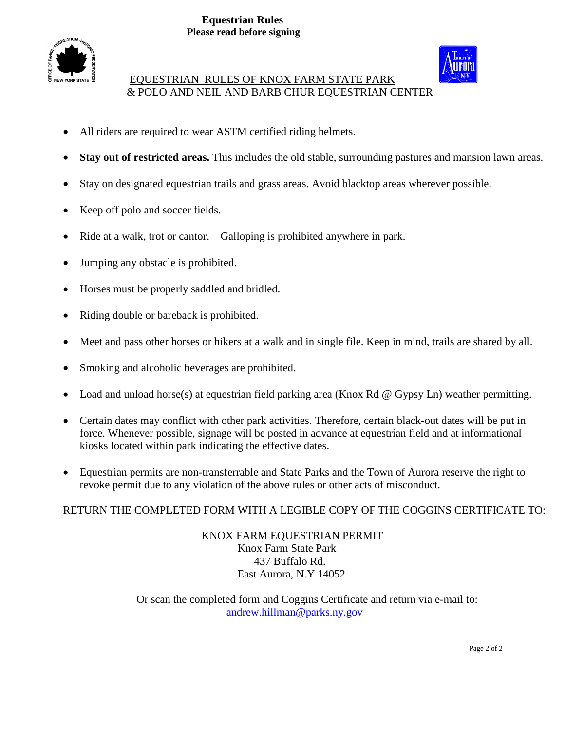**Equestrian Rules**
**Please read before signing**

EQUESTRIAN RULES OF KNOX FARM STATE PARK
& POLO AND NEIL AND BARB CHUR EQUESTRIAN CENTER

- All riders are required to wear ASTM certified riding helmets.
- **Stay out of restricted areas.** This includes the old stable, surrounding pastures and mansion lawn areas.
- Stay on designated equestrian trails and grass areas. Avoid blacktop areas wherever possible.
- Keep off polo and soccer fields.
- Ride at a walk, trot or cantor. – Galloping is prohibited anywhere in park.
- Jumping any obstacle is prohibited.
- Horses must be properly saddled and bridled.
- Riding double or bareback is prohibited.
- Meet and pass other horses or hikers at a walk and in single file. Keep in mind, trails are shared by all.
- Smoking and alcoholic beverages are prohibited.
- Load and unload horse(s) at equestrian field parking area (Knox Rd @ Gypsy Ln) weather permitting.
- Certain dates may conflict with other park activities. Therefore, certain black-out dates will be put in force. Whenever possible, signage will be posted in advance at equestrian field and at informational kiosks located within park indicating the effective dates.
- Equestrian permits are non-transferrable and State Parks and the Town of Aurora reserve the right to revoke permit due to any violation of the above rules or other acts of misconduct.

RETURN THE COMPLETED FORM WITH A LEGIBLE COPY OF THE COGGINS CERTIFICATE TO:

KNOX FARM EQUESTRIAN PERMIT
Knox Farm State Park
437 Buffalo Rd.
East Aurora, N.Y 14052

Or scan the completed form and Coggins Certificate and return via e-mail to:
andrew.hillman@parks.ny.gov